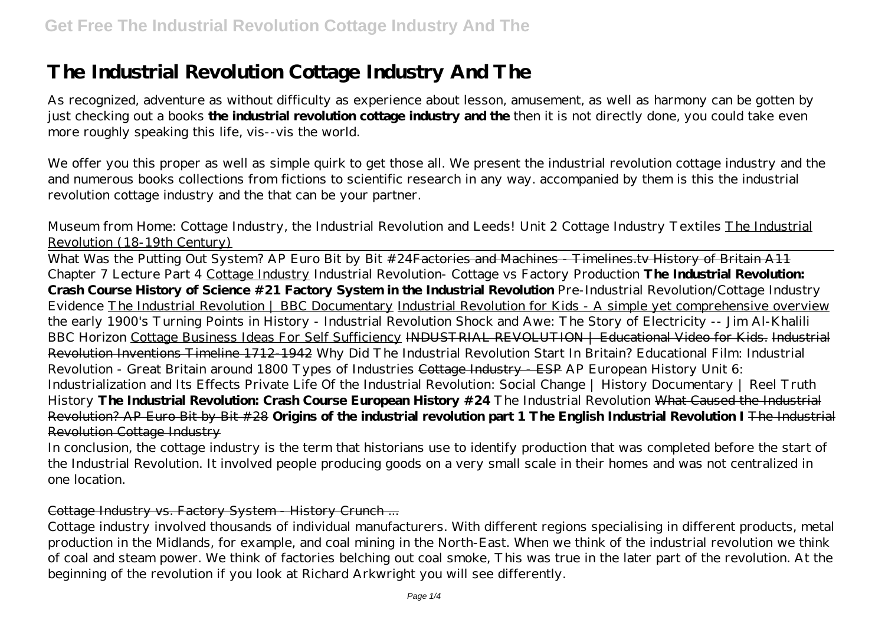# The Industrial Revolution Cottage Industry And The

As recognized, adventure as without difficulty as experience about lesson, amusement, as well as harmony can be gotten by just checking out a books **the industrial revolution cottage industry and the** then it is not directly done, you could take even more roughly speaking this life, vis--vis the world.

We offer you this proper as well as simple quirk to get those all. We present the industrial revolution cottage industry and the and numerous books collections from fictions to scientific research in any way. accompanied by them is this the industrial revolution cottage industry and the that can be your partner.

*Museum from Home: Cottage Industry, the Industrial Revolution and Leeds! Unit 2 Cottage Industry Textiles* The Industrial Revolution (18-19th Century)

What Was the Putting Out System? AP Euro Bit by Bit #24 ~~Factories and Machines - Timelines.tv History of Britain A11~~ *Chapter 7 Lecture Part 4* Cottage Industry *Industrial Revolution- Cottage vs Factory Production* **The Industrial Revolution: Crash Course History of Science #21 Factory System in the Industrial Revolution** *Pre-Industrial Revolution/Cottage Industry Evidence* The Industrial Revolution | BBC Documentary Industrial Revolution for Kids - A simple yet comprehensive overview *the early 1900's Turning Points in History - Industrial Revolution Shock and Awe: The Story of Electricity -- Jim Al-Khalili BBC Horizon* Cottage Business Ideas For Self Sufficiency ~~INDUSTRIAL REVOLUTION | Educational Video for Kids.~~ ~~Industrial Revolution Inventions Timeline 1712-1942~~ *Why Did The Industrial Revolution Start In Britain? Educational Film: Industrial Revolution - Great Britain around 1800 Types of Industries* ~~Cottage Industry - ESP~~ *AP European History Unit 6: Industrialization and Its Effects Private Life Of the Industrial Revolution: Social Change | History Documentary | Reel Truth History* **The Industrial Revolution: Crash Course European History #24** *The Industrial Revolution* ~~What Caused the Industrial Revolution? AP Euro Bit by Bit #28~~ **Origins of the industrial revolution part 1 The English Industrial Revolution I** ~~The Industrial Revolution Cottage Industry~~

In conclusion, the cottage industry is the term that historians use to identify production that was completed before the start of the Industrial Revolution. It involved people producing goods on a very small scale in their homes and was not centralized in one location.

~~Cottage Industry vs. Factory System - History Crunch ...~~

Cottage industry involved thousands of individual manufacturers. With different regions specialising in different products, metal production in the Midlands, for example, and coal mining in the North-East. When we think of the industrial revolution we think of coal and steam power. We think of factories belching out coal smoke, This was true in the later part of the revolution. At the beginning of the revolution if you look at Richard Arkwright you will see differently.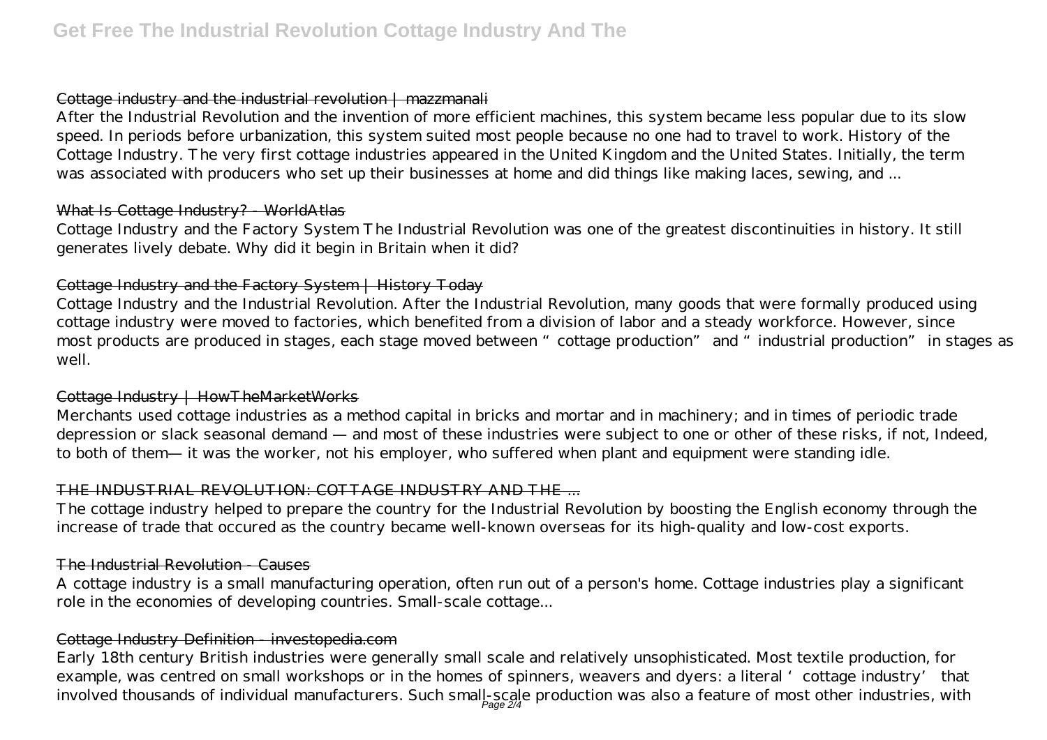## Cottage industry and the industrial revolution | mazzmanali

After the Industrial Revolution and the invention of more efficient machines, this system became less popular due to its slow speed. In periods before urbanization, this system suited most people because no one had to travel to work. History of the Cottage Industry. The very first cottage industries appeared in the United Kingdom and the United States. Initially, the term was associated with producers who set up their businesses at home and did things like making laces, sewing, and ...

## What Is Cottage Industry? - WorldAtlas

Cottage Industry and the Factory System The Industrial Revolution was one of the greatest discontinuities in history. It still generates lively debate. Why did it begin in Britain when it did?

## Cottage Industry and the Factory System | History Today

Cottage Industry and the Industrial Revolution. After the Industrial Revolution, many goods that were formally produced using cottage industry were moved to factories, which benefited from a division of labor and a steady workforce. However, since most products are produced in stages, each stage moved between "cottage production" and "industrial production" in stages as well.

## Cottage Industry | HowTheMarketWorks

Merchants used cottage industries as a method capital in bricks and mortar and in machinery; and in times of periodic trade depression or slack seasonal demand — and most of these industries were subject to one or other of these risks, if not, Indeed, to both of them— it was the worker, not his employer, who suffered when plant and equipment were standing idle.

## THE INDUSTRIAL REVOLUTION: COTTAGE INDUSTRY AND THE ...

The cottage industry helped to prepare the country for the Industrial Revolution by boosting the English economy through the increase of trade that occured as the country became well-known overseas for its high-quality and low-cost exports.

## The Industrial Revolution - Causes

A cottage industry is a small manufacturing operation, often run out of a person's home. Cottage industries play a significant role in the economies of developing countries. Small-scale cottage...

## Cottage Industry Definition - investopedia.com

Early 18th century British industries were generally small scale and relatively unsophisticated. Most textile production, for example, was centred on small workshops or in the homes of spinners, weavers and dyers: a literal 'cottage industry' that involved thousands of individual manufacturers. Such small-scale production was also a feature of most other industries, with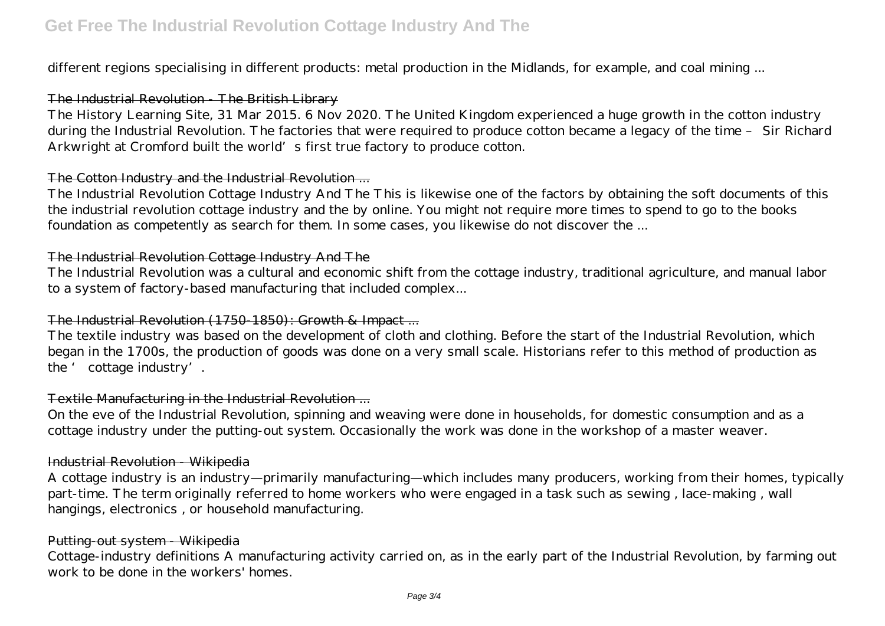different regions specialising in different products: metal production in the Midlands, for example, and coal mining ...

### The Industrial Revolution - The British Library

The History Learning Site, 31 Mar 2015. 6 Nov 2020. The United Kingdom experienced a huge growth in the cotton industry during the Industrial Revolution. The factories that were required to produce cotton became a legacy of the time – Sir Richard Arkwright at Cromford built the world's first true factory to produce cotton.

### The Cotton Industry and the Industrial Revolution ...

The Industrial Revolution Cottage Industry And The This is likewise one of the factors by obtaining the soft documents of this the industrial revolution cottage industry and the by online. You might not require more times to spend to go to the books foundation as competently as search for them. In some cases, you likewise do not discover the ...

### The Industrial Revolution Cottage Industry And The

The Industrial Revolution was a cultural and economic shift from the cottage industry, traditional agriculture, and manual labor to a system of factory-based manufacturing that included complex...

### The Industrial Revolution (1750-1850): Growth & Impact ...

The textile industry was based on the development of cloth and clothing. Before the start of the Industrial Revolution, which began in the 1700s, the production of goods was done on a very small scale. Historians refer to this method of production as the ' cottage industry'.

### Textile Manufacturing in the Industrial Revolution ...

On the eve of the Industrial Revolution, spinning and weaving were done in households, for domestic consumption and as a cottage industry under the putting-out system. Occasionally the work was done in the workshop of a master weaver.

### Industrial Revolution - Wikipedia

A cottage industry is an industry—primarily manufacturing—which includes many producers, working from their homes, typically part-time. The term originally referred to home workers who were engaged in a task such as sewing , lace-making , wall hangings, electronics , or household manufacturing.

### Putting-out system - Wikipedia

Cottage-industry definitions A manufacturing activity carried on, as in the early part of the Industrial Revolution, by farming out work to be done in the workers' homes.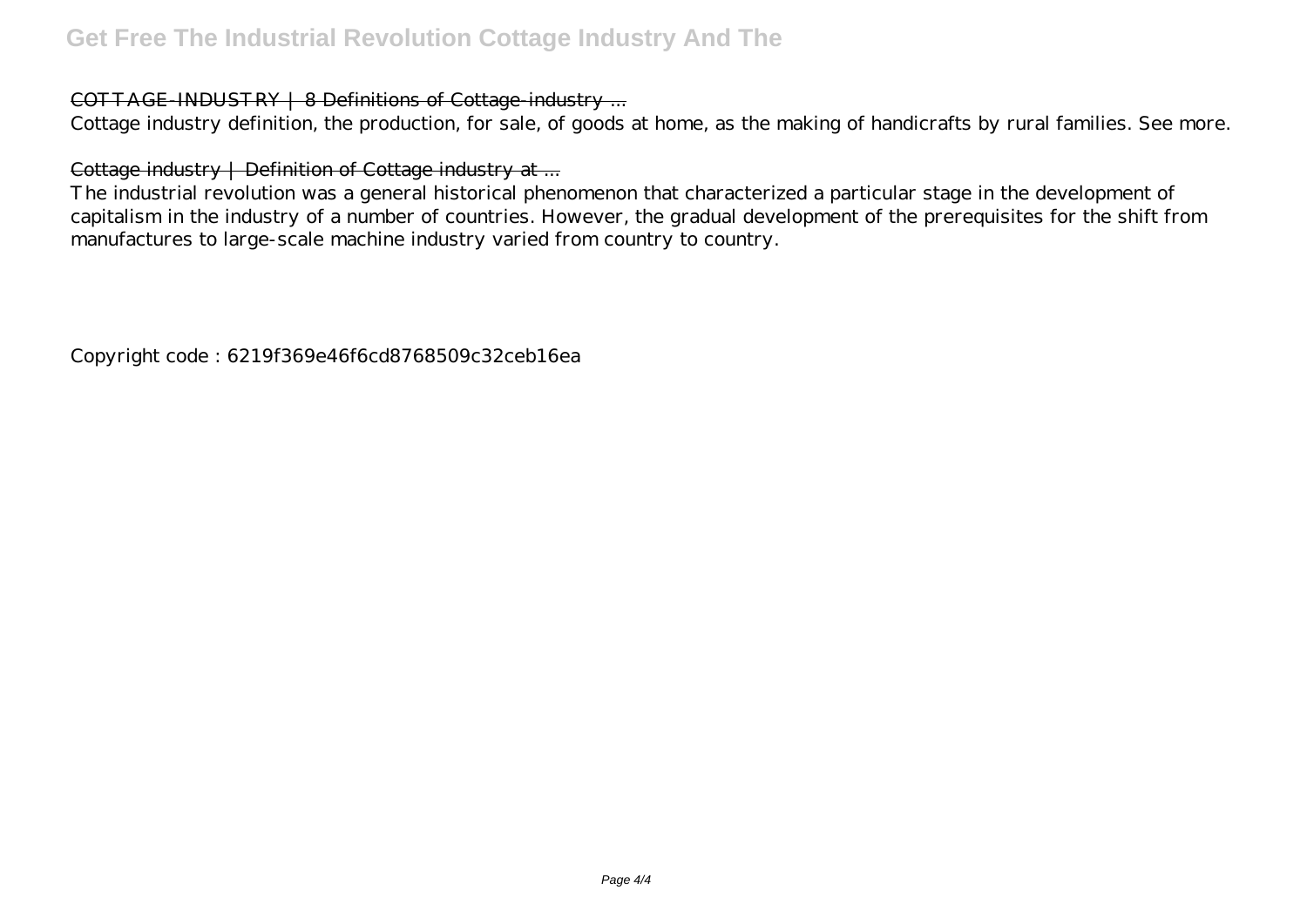COTTAGE-INDUSTRY | 8 Definitions of Cottage-industry ...

Cottage industry definition, the production, for sale, of goods at home, as the making of handicrafts by rural families. See more.

Cottage industry | Definition of Cottage industry at ...

The industrial revolution was a general historical phenomenon that characterized a particular stage in the development of capitalism in the industry of a number of countries. However, the gradual development of the prerequisites for the shift from manufactures to large-scale machine industry varied from country to country.

Copyright code : 6219f369e46f6cd8768509c32ceb16ea